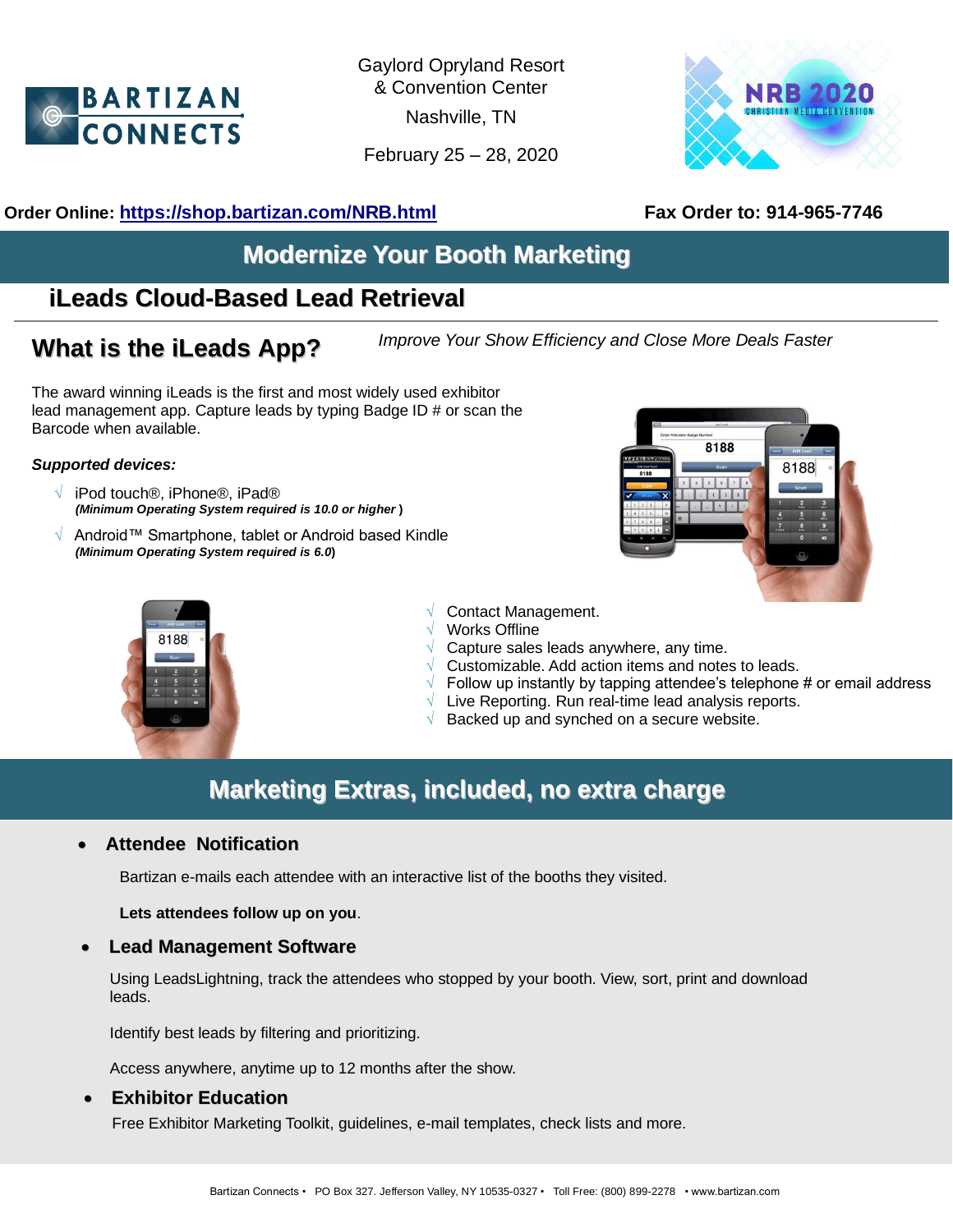BARTIZAN CONNECTS

Gaylord Opryland Resort
& Convention Center

Nashville, TN

February 25 – 28, 2020

NRB 2020 CHRISTIAN MEDIA CONVENTION

**Order Online: https://shop.bartizan.com/NRB.html** **Fax Order to: 914-965-7746**

## Modernize Your Booth Marketing

## iLeads Cloud-Based Lead Retrieval

### What is the iLeads App?

*Improve Your Show Efficiency and Close More Deals Faster*

The award winning iLeads is the first and most widely used exhibitor lead management app. Capture leads by typing Badge ID # or scan the Barcode when available.

***Supported devices:***

- √ iPod touch®, iPhone®, iPad®
  ***(Minimum Operating System required is 10.0 or higher )***
- √ Android™ Smartphone, tablet or Android based Kindle
  ***(Minimum Operating System required is 6.0)***

- √ Contact Management.
- √ Works Offline
- √ Capture sales leads anywhere, any time.
- √ Customizable. Add action items and notes to leads.
- √ Follow up instantly by tapping attendee's telephone # or email address
- √ Live Reporting. Run real-time lead analysis reports.
- √ Backed up and synched on a secure website.

## Marketing Extras, included, no extra charge

- **Attendee Notification**

  Bartizan e-mails each attendee with an interactive list of the booths they visited.

  **Lets attendees follow up on you**.

- **Lead Management Software**

  Using LeadsLightning, track the attendees who stopped by your booth. View, sort, print and download leads.

  Identify best leads by filtering and prioritizing.

  Access anywhere, anytime up to 12 months after the show.

- **Exhibitor Education**

  Free Exhibitor Marketing Toolkit, guidelines, e-mail templates, check lists and more.

Bartizan Connects • PO Box 327. Jefferson Valley, NY 10535-0327 • Toll Free: (800) 899-2278 • www.bartizan.com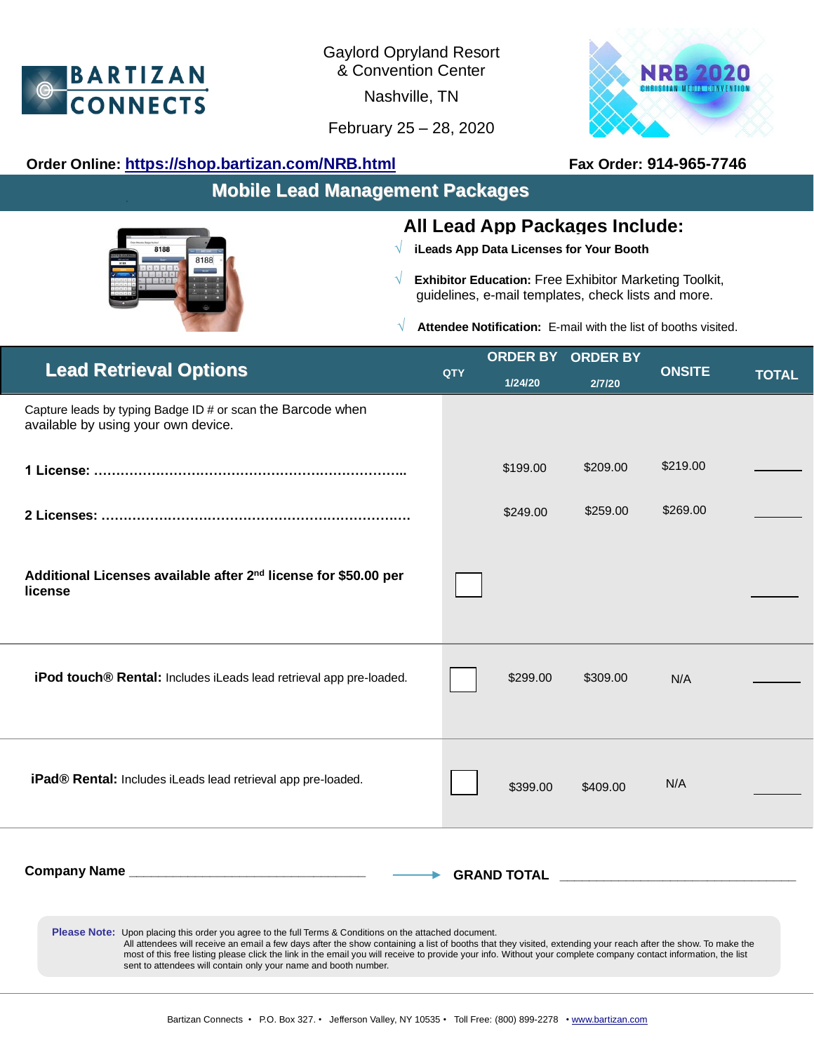**BARTIZAN CONNECTS**

Gaylord Opryland Resort
& Convention Center

Nashville, TN

February 25 – 28, 2020

**NRB 2020** CHRISTIAN MEDIA CONVENTION

**Order Online: https://shop.bartizan.com/NRB.html**

**Fax Order: 914-965-7746**

## Mobile Lead Management Packages

### All Lead App Packages Include:

- √ **iLeads App Data Licenses for Your Booth**
- √ **Exhibitor Education:** Free Exhibitor Marketing Toolkit, guidelines, e-mail templates, check lists and more.
- √ **Attendee Notification:** E-mail with the list of booths visited.

| Lead Retrieval Options | QTY | ORDER BY 1/24/20 | ORDER BY 2/7/20 | ONSITE | TOTAL |
|---|---|---|---|---|---|
| Capture leads by typing Badge ID # or scan the Barcode when available by using your own device. | | | | | |
| **1 License:** …………………………………………………………….. | | $199.00 | $209.00 | $219.00 | ______ |
| **2 Licenses:** ……………………………………………………………. | | $249.00 | $259.00 | $269.00 | ______ |
| **Additional Licenses available after 2nd license for $50.00 per license** | ☐ | | | | ______ |
| **iPod touch® Rental:** Includes iLeads lead retrieval app pre-loaded. | ☐ | $299.00 | $309.00 | N/A | ______ |
| **iPad® Rental:** Includes iLeads lead retrieval app pre-loaded. | ☐ | $399.00 | $409.00 | N/A | ______ |

**Company Name** ________________________________ → **GRAND TOTAL** ________________________________

**Please Note:** Upon placing this order you agree to the full Terms & Conditions on the attached document.
All attendees will receive an email a few days after the show containing a list of booths that they visited, extending your reach after the show. To make the most of this free listing please click the link in the email you will receive to provide your info. Without your complete company contact information, the list sent to attendees will contain only your name and booth number.

Bartizan Connects • P.O. Box 327. • Jefferson Valley, NY 10535 • Toll Free: (800) 899-2278 • www.bartizan.com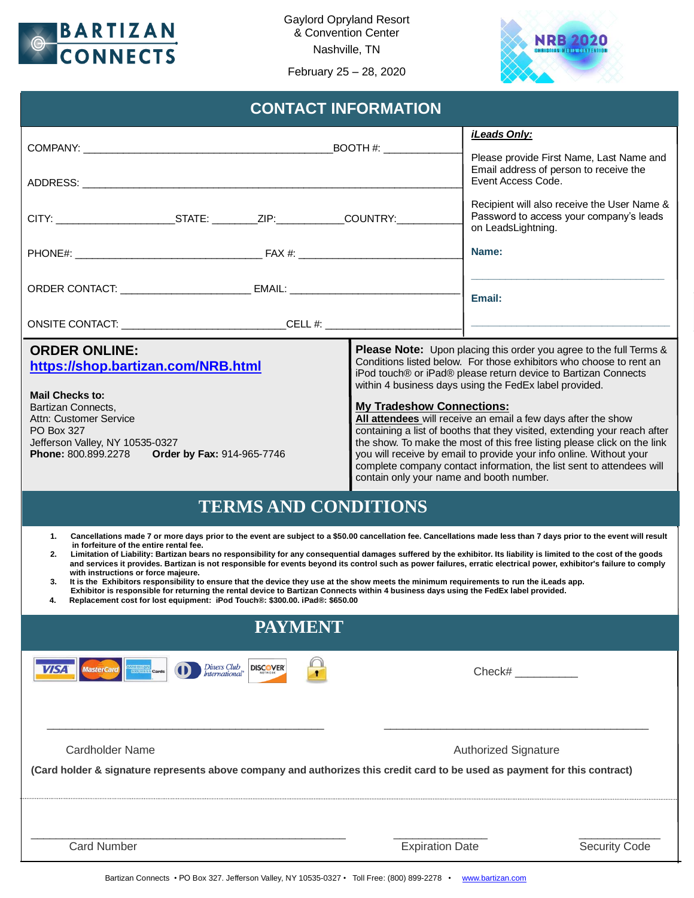**BARTIZAN CONNECTS**

Gaylord Opryland Resort
& Convention Center
Nashville, TN

February 25 – 28, 2020

NRB 2020 CHRISTIAN MEDIA CONVENTION

## CONTACT INFORMATION

COMPANY: ____________________________________________BOOTH #: ____________

ADDRESS: ______________________________________________________________

CITY: ____________________STATE: ________ZIP:___________COUNTRY:___________

PHONE#: ________________________________ FAX #: ____________________________

ORDER CONTACT: ______________________ EMAIL: _____________________________

ONSITE CONTACT: ____________________________CELL #: ______________________

***iLeads Only:***

Please provide First Name, Last Name and Email address of person to receive the Event Access Code.

Recipient will also receive the User Name & Password to access your company's leads on LeadsLightning.

**Name:**

_________________________________

**Email:**

_________________________________

**ORDER ONLINE:**
**https://shop.bartizan.com/NRB.html**

**Mail Checks to:**
Bartizan Connects,
Attn: Customer Service
PO Box 327
Jefferson Valley, NY 10535-0327
**Phone:** 800.899.2278 **Order by Fax:** 914-965-7746

**Please Note:** Upon placing this order you agree to the full Terms & Conditions listed below. For those exhibitors who choose to rent an iPod touch® or iPad® please return device to Bartizan Connects within 4 business days using the FedEx label provided.

**My Tradeshow Connections:**
**All attendees** will receive an email a few days after the show containing a list of booths that they visited, extending your reach after the show. To make the most of this free listing please click on the link you will receive by email to provide your info online. Without your complete company contact information, the list sent to attendees will contain only your name and booth number.

## TERMS AND CONDITIONS

1. **Cancellations made 7 or more days prior to the event are subject to a $50.00 cancellation fee. Cancellations made less than 7 days prior to the event will result in forfeiture of the entire rental fee.**
2. **Limitation of Liability: Bartizan bears no responsibility for any consequential damages suffered by the exhibitor. Its liability is limited to the cost of the goods and services it provides. Bartizan is not responsible for events beyond its control such as power failures, erratic electrical power, exhibitor's failure to comply with instructions or force majeure.**
3. **It is the Exhibitors responsibility to ensure that the device they use at the show meets the minimum requirements to run the iLeads app. Exhibitor is responsible for returning the rental device to Bartizan Connects within 4 business days using the FedEx label provided.**
4. **Replacement cost for lost equipment: iPod Touch®: $300.00. iPad®: $650.00**

## PAYMENT

VISA MasterCard American Express Diners Club International DISCOVER

Check# _________

_____________________________________________ _____________________________________________

Cardholder Name Authorized Signature

**(Card holder & signature represents above company and authorizes this credit card to be used as payment for this contract)**

_____________________________________________ _______________ _____________

Card Number Expiration Date Security Code

Bartizan Connects • PO Box 327. Jefferson Valley, NY 10535-0327 • Toll Free: (800) 899-2278 • www.bartizan.com